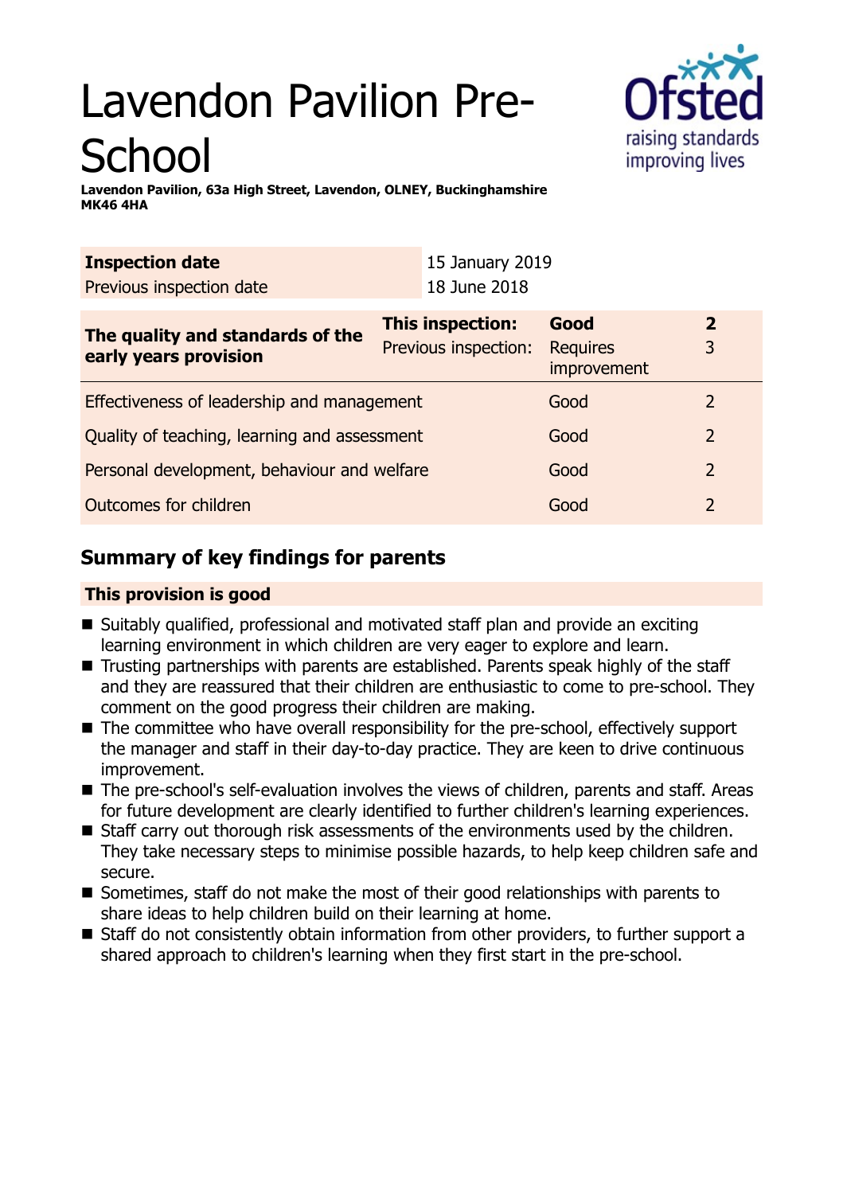# Lavendon Pavilion Pre-School

**Lavendon Pavilion, 63a High Street, Lavendon, OLNEY, Buckinghamshire MK46 4HA**

| **Inspection date** | 15 January 2019 |
| --- | --- |
| Previous inspection date | 18 June 2018 |

| **The quality and standards of the early years provision** | **This inspection:** | **Good** | **2** |
| --- | --- | --- | --- |
| | Previous inspection: | Requires improvement | 3 |
| Effectiveness of leadership and management | | Good | 2 |
| Quality of teaching, learning and assessment | | Good | 2 |
| Personal development, behaviour and welfare | | Good | 2 |
| Outcomes for children | | Good | 2 |

## Summary of key findings for parents

**This provision is good**

- Suitably qualified, professional and motivated staff plan and provide an exciting learning environment in which children are very eager to explore and learn.
- Trusting partnerships with parents are established. Parents speak highly of the staff and they are reassured that their children are enthusiastic to come to pre-school. They comment on the good progress their children are making.
- The committee who have overall responsibility for the pre-school, effectively support the manager and staff in their day-to-day practice. They are keen to drive continuous improvement.
- The pre-school's self-evaluation involves the views of children, parents and staff. Areas for future development are clearly identified to further children's learning experiences.
- Staff carry out thorough risk assessments of the environments used by the children. They take necessary steps to minimise possible hazards, to help keep children safe and secure.
- Sometimes, staff do not make the most of their good relationships with parents to share ideas to help children build on their learning at home.
- Staff do not consistently obtain information from other providers, to further support a shared approach to children's learning when they first start in the pre-school.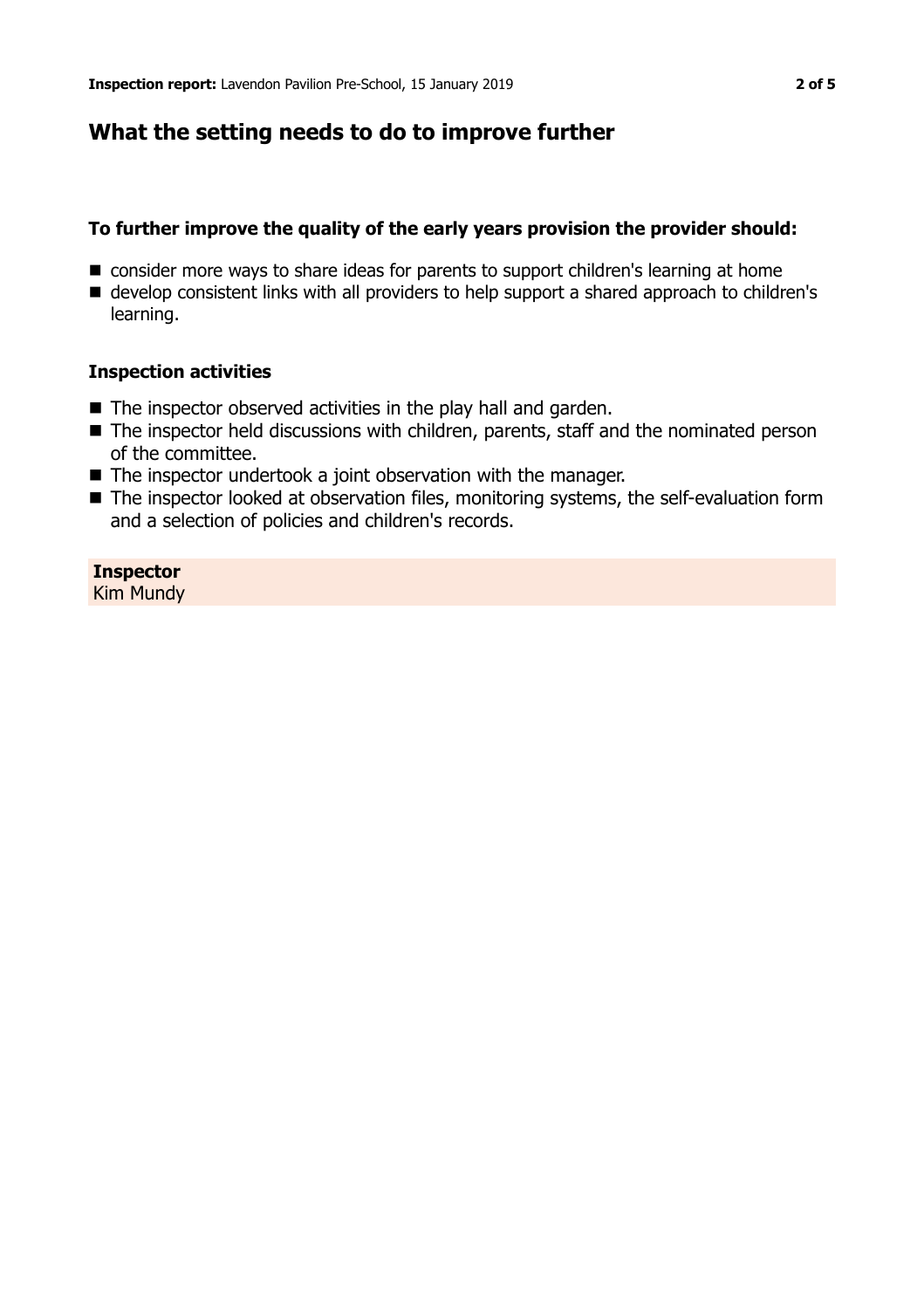## What the setting needs to do to improve further

### To further improve the quality of the early years provision the provider should:

- consider more ways to share ideas for parents to support children's learning at home
- develop consistent links with all providers to help support a shared approach to children's learning.

### Inspection activities

- The inspector observed activities in the play hall and garden.
- The inspector held discussions with children, parents, staff and the nominated person of the committee.
- The inspector undertook a joint observation with the manager.
- The inspector looked at observation files, monitoring systems, the self-evaluation form and a selection of policies and children's records.

**Inspector**
Kim Mundy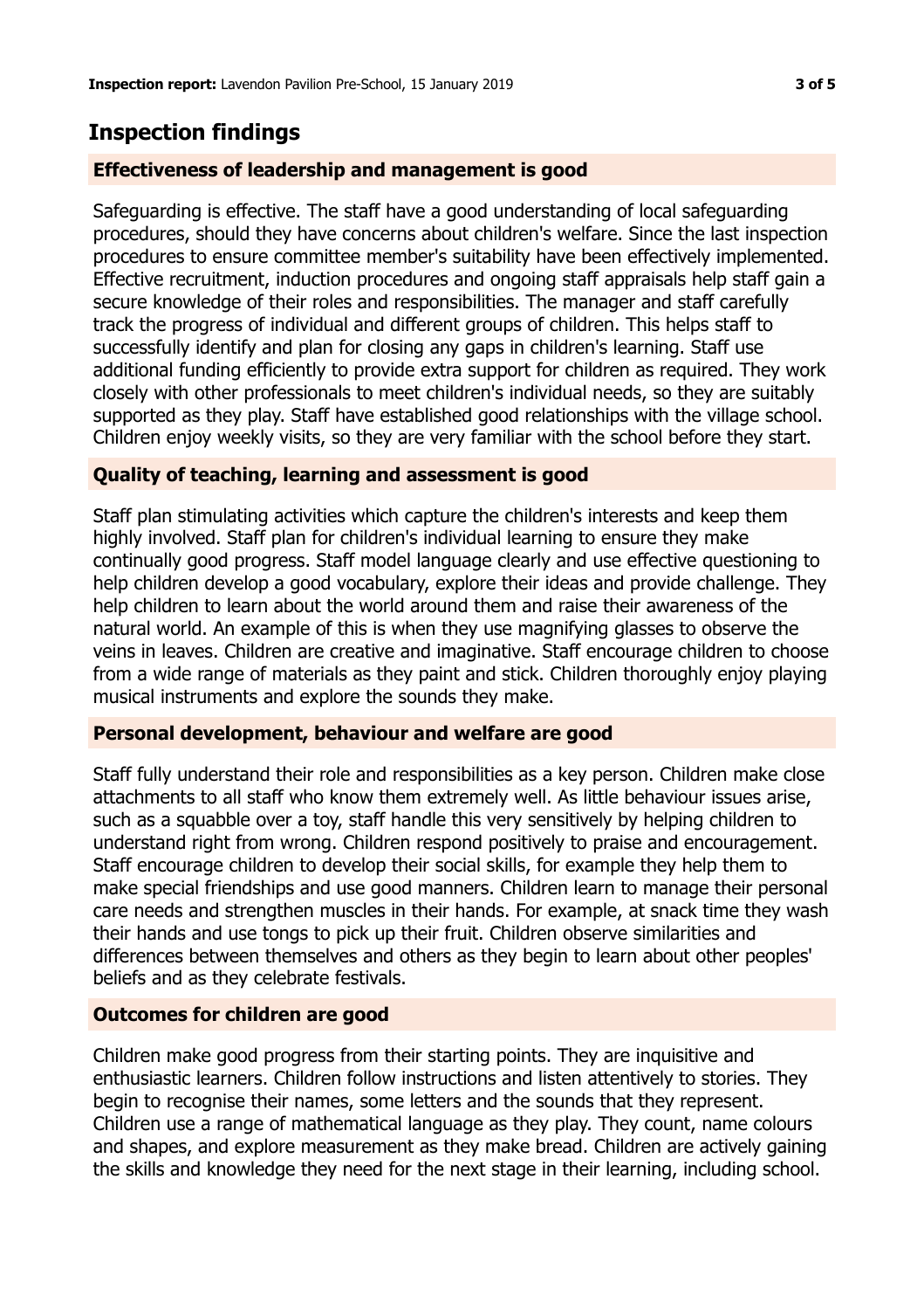## Inspection findings

### Effectiveness of leadership and management is good

Safeguarding is effective. The staff have a good understanding of local safeguarding procedures, should they have concerns about children's welfare. Since the last inspection procedures to ensure committee member's suitability have been effectively implemented. Effective recruitment, induction procedures and ongoing staff appraisals help staff gain a secure knowledge of their roles and responsibilities. The manager and staff carefully track the progress of individual and different groups of children. This helps staff to successfully identify and plan for closing any gaps in children's learning. Staff use additional funding efficiently to provide extra support for children as required. They work closely with other professionals to meet children's individual needs, so they are suitably supported as they play. Staff have established good relationships with the village school. Children enjoy weekly visits, so they are very familiar with the school before they start.

### Quality of teaching, learning and assessment is good

Staff plan stimulating activities which capture the children's interests and keep them highly involved. Staff plan for children's individual learning to ensure they make continually good progress. Staff model language clearly and use effective questioning to help children develop a good vocabulary, explore their ideas and provide challenge. They help children to learn about the world around them and raise their awareness of the natural world. An example of this is when they use magnifying glasses to observe the veins in leaves. Children are creative and imaginative. Staff encourage children to choose from a wide range of materials as they paint and stick. Children thoroughly enjoy playing musical instruments and explore the sounds they make.

### Personal development, behaviour and welfare are good

Staff fully understand their role and responsibilities as a key person. Children make close attachments to all staff who know them extremely well. As little behaviour issues arise, such as a squabble over a toy, staff handle this very sensitively by helping children to understand right from wrong. Children respond positively to praise and encouragement. Staff encourage children to develop their social skills, for example they help them to make special friendships and use good manners. Children learn to manage their personal care needs and strengthen muscles in their hands. For example, at snack time they wash their hands and use tongs to pick up their fruit. Children observe similarities and differences between themselves and others as they begin to learn about other peoples' beliefs and as they celebrate festivals.

### Outcomes for children are good

Children make good progress from their starting points. They are inquisitive and enthusiastic learners. Children follow instructions and listen attentively to stories. They begin to recognise their names, some letters and the sounds that they represent. Children use a range of mathematical language as they play. They count, name colours and shapes, and explore measurement as they make bread. Children are actively gaining the skills and knowledge they need for the next stage in their learning, including school.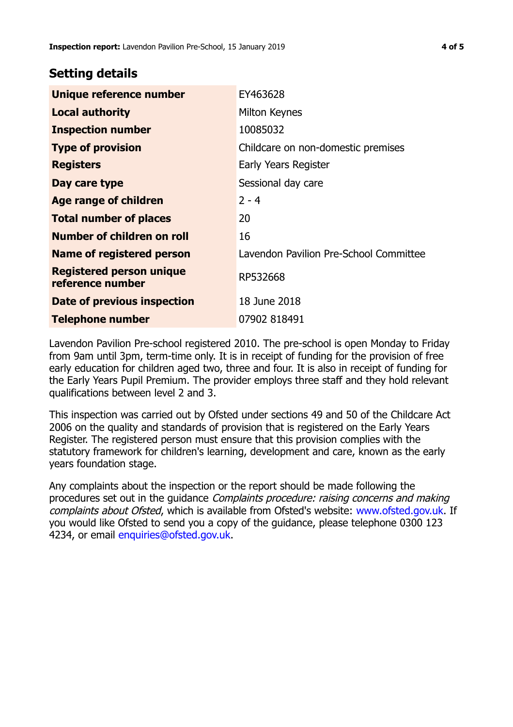## Setting details

| Field | Value |
| --- | --- |
| **Unique reference number** | EY463628 |
| **Local authority** | Milton Keynes |
| **Inspection number** | 10085032 |
| **Type of provision** | Childcare on non-domestic premises |
| **Registers** | Early Years Register |
| **Day care type** | Sessional day care |
| **Age range of children** | 2 - 4 |
| **Total number of places** | 20 |
| **Number of children on roll** | 16 |
| **Name of registered person** | Lavendon Pavilion Pre-School Committee |
| **Registered person unique reference number** | RP532668 |
| **Date of previous inspection** | 18 June 2018 |
| **Telephone number** | 07902 818491 |

Lavendon Pavilion Pre-school registered 2010. The pre-school is open Monday to Friday from 9am until 3pm, term-time only. It is in receipt of funding for the provision of free early education for children aged two, three and four. It is also in receipt of funding for the Early Years Pupil Premium. The provider employs three staff and they hold relevant qualifications between level 2 and 3.

This inspection was carried out by Ofsted under sections 49 and 50 of the Childcare Act 2006 on the quality and standards of provision that is registered on the Early Years Register. The registered person must ensure that this provision complies with the statutory framework for children's learning, development and care, known as the early years foundation stage.

Any complaints about the inspection or the report should be made following the procedures set out in the guidance *Complaints procedure: raising concerns and making complaints about Ofsted*, which is available from Ofsted's website: www.ofsted.gov.uk. If you would like Ofsted to send you a copy of the guidance, please telephone 0300 123 4234, or email enquiries@ofsted.gov.uk.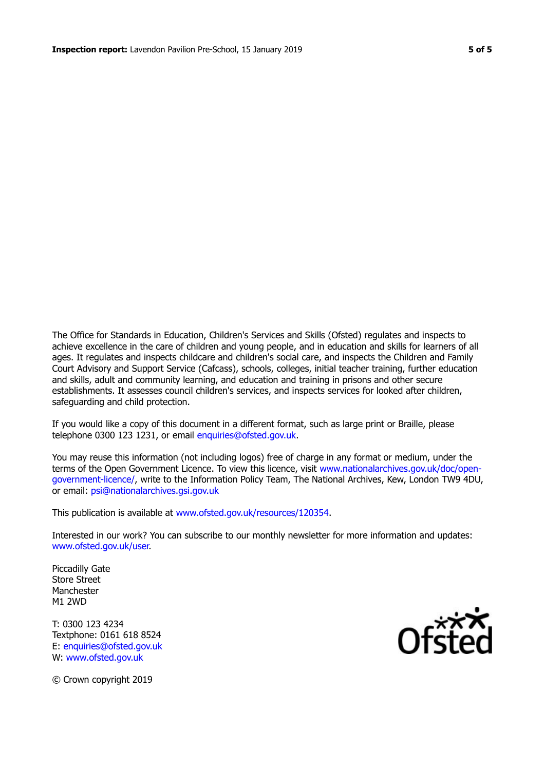The Office for Standards in Education, Children's Services and Skills (Ofsted) regulates and inspects to achieve excellence in the care of children and young people, and in education and skills for learners of all ages. It regulates and inspects childcare and children's social care, and inspects the Children and Family Court Advisory and Support Service (Cafcass), schools, colleges, initial teacher training, further education and skills, adult and community learning, and education and training in prisons and other secure establishments. It assesses council children's services, and inspects services for looked after children, safeguarding and child protection.

If you would like a copy of this document in a different format, such as large print or Braille, please telephone 0300 123 1231, or email enquiries@ofsted.gov.uk.

You may reuse this information (not including logos) free of charge in any format or medium, under the terms of the Open Government Licence. To view this licence, visit www.nationalarchives.gov.uk/doc/open-government-licence/, write to the Information Policy Team, The National Archives, Kew, London TW9 4DU, or email: psi@nationalarchives.gsi.gov.uk

This publication is available at www.ofsted.gov.uk/resources/120354.

Interested in our work? You can subscribe to our monthly newsletter for more information and updates: www.ofsted.gov.uk/user.

Piccadilly Gate
Store Street
Manchester
M1 2WD

T: 0300 123 4234
Textphone: 0161 618 8524
E: enquiries@ofsted.gov.uk
W: www.ofsted.gov.uk

© Crown copyright 2019